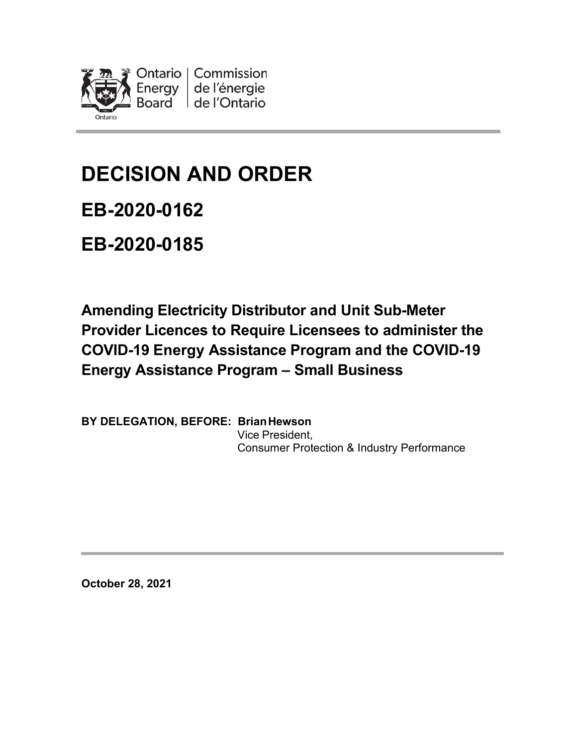Ontario Energy Board | Commission de l'énergie de l'Ontario

# DECISION AND ORDER

## EB-2020-0162

## EB-2020-0185

### Amending Electricity Distributor and Unit Sub-Meter Provider Licences to Require Licensees to administer the COVID-19 Energy Assistance Program and the COVID-19 Energy Assistance Program – Small Business

**BY DELEGATION, BEFORE: Brian Hewson**
Vice President,
Consumer Protection & Industry Performance

**October 28, 2021**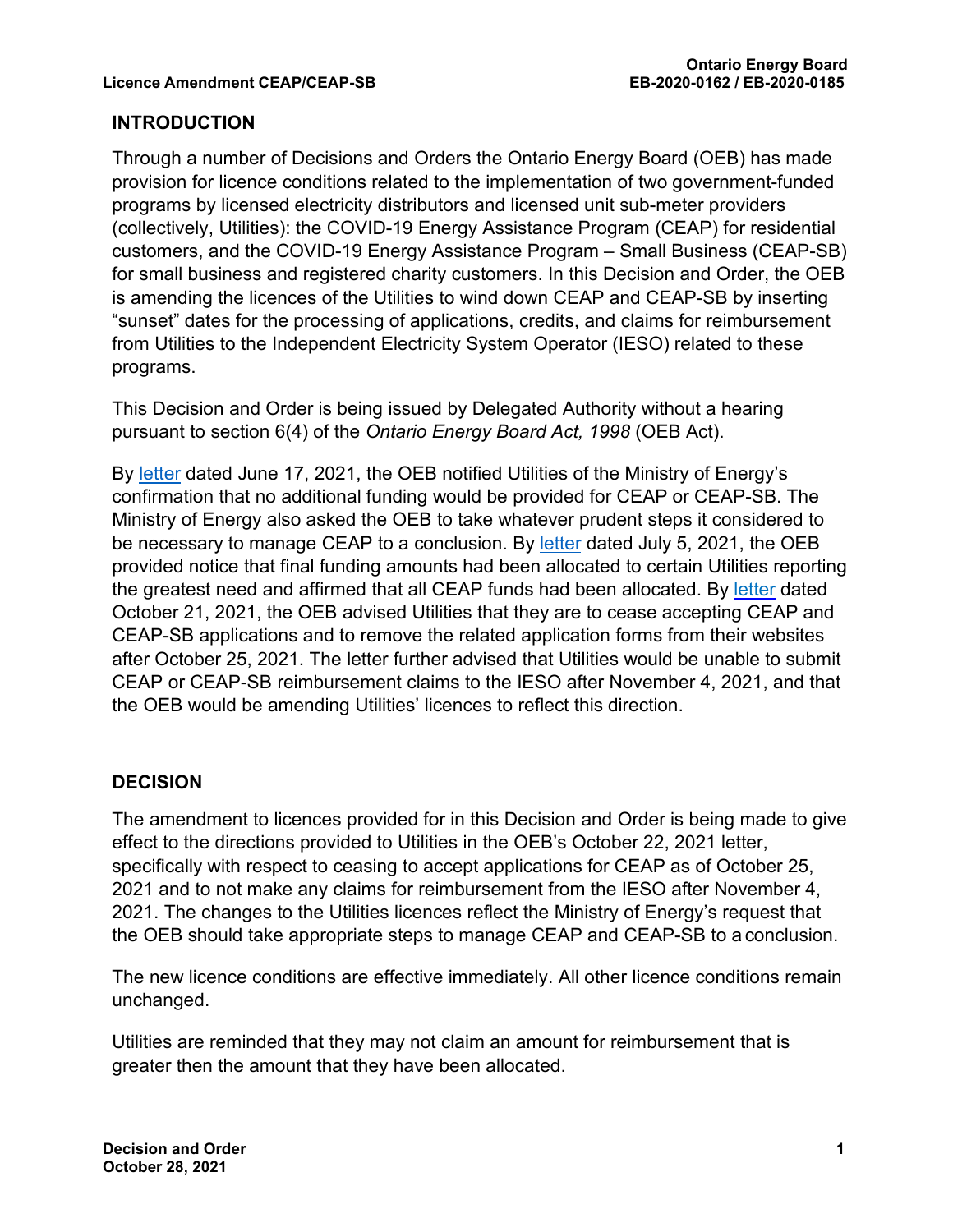## INTRODUCTION

Through a number of Decisions and Orders the Ontario Energy Board (OEB) has made provision for licence conditions related to the implementation of two government-funded programs by licensed electricity distributors and licensed unit sub-meter providers (collectively, Utilities): the COVID-19 Energy Assistance Program (CEAP) for residential customers, and the COVID-19 Energy Assistance Program – Small Business (CEAP-SB) for small business and registered charity customers. In this Decision and Order, the OEB is amending the licences of the Utilities to wind down CEAP and CEAP-SB by inserting "sunset" dates for the processing of applications, credits, and claims for reimbursement from Utilities to the Independent Electricity System Operator (IESO) related to these programs.

This Decision and Order is being issued by Delegated Authority without a hearing pursuant to section 6(4) of the *Ontario Energy Board Act, 1998* (OEB Act).

By letter dated June 17, 2021, the OEB notified Utilities of the Ministry of Energy's confirmation that no additional funding would be provided for CEAP or CEAP-SB. The Ministry of Energy also asked the OEB to take whatever prudent steps it considered to be necessary to manage CEAP to a conclusion. By letter dated July 5, 2021, the OEB provided notice that final funding amounts had been allocated to certain Utilities reporting the greatest need and affirmed that all CEAP funds had been allocated. By letter dated October 21, 2021, the OEB advised Utilities that they are to cease accepting CEAP and CEAP-SB applications and to remove the related application forms from their websites after October 25, 2021. The letter further advised that Utilities would be unable to submit CEAP or CEAP-SB reimbursement claims to the IESO after November 4, 2021, and that the OEB would be amending Utilities' licences to reflect this direction.

## DECISION

The amendment to licences provided for in this Decision and Order is being made to give effect to the directions provided to Utilities in the OEB's October 22, 2021 letter, specifically with respect to ceasing to accept applications for CEAP as of October 25, 2021 and to not make any claims for reimbursement from the IESO after November 4, 2021. The changes to the Utilities licences reflect the Ministry of Energy's request that the OEB should take appropriate steps to manage CEAP and CEAP-SB to a conclusion.

The new licence conditions are effective immediately. All other licence conditions remain unchanged.

Utilities are reminded that they may not claim an amount for reimbursement that is greater then the amount that they have been allocated.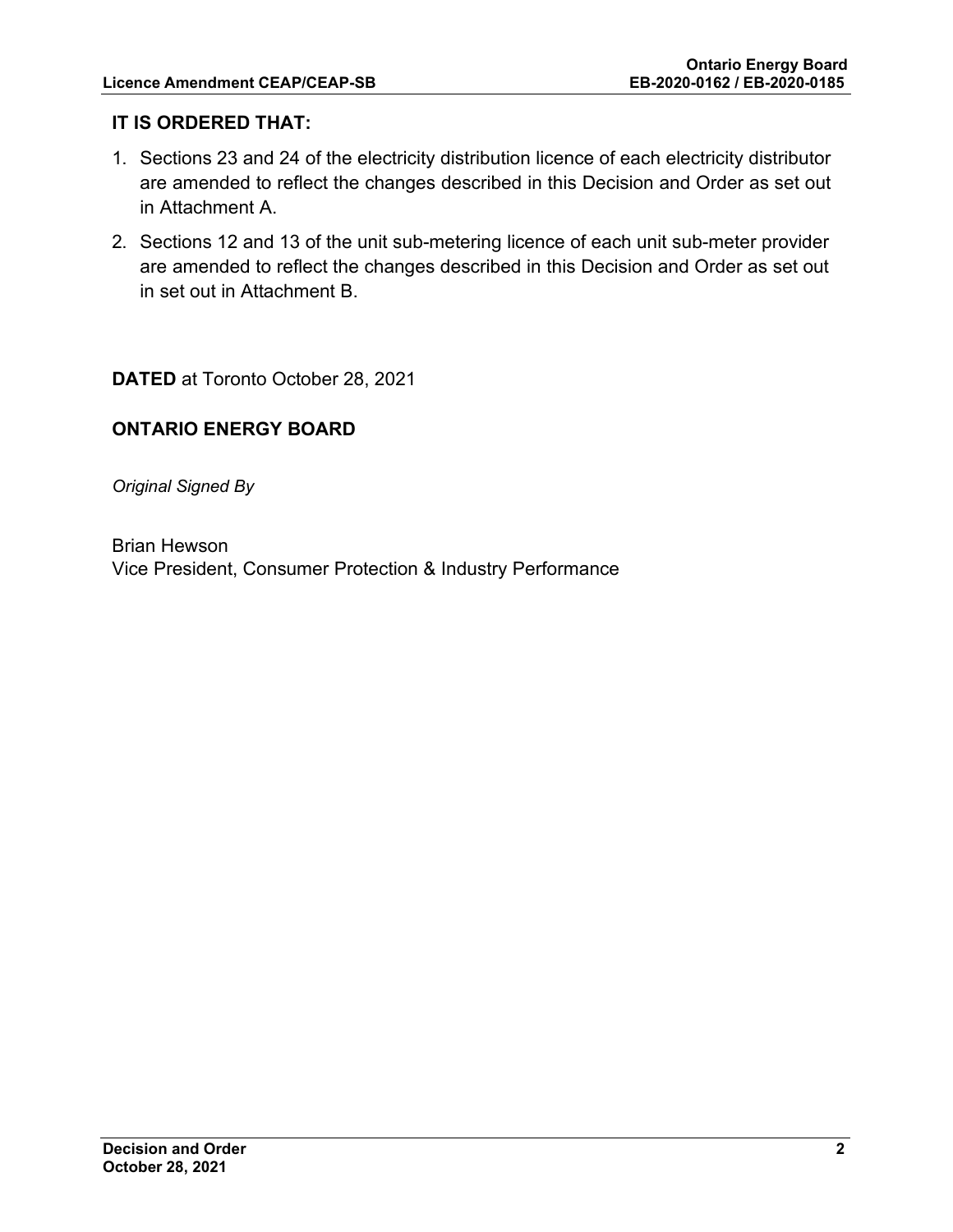**IT IS ORDERED THAT:**

1. Sections 23 and 24 of the electricity distribution licence of each electricity distributor are amended to reflect the changes described in this Decision and Order as set out in Attachment A.
2. Sections 12 and 13 of the unit sub-metering licence of each unit sub-meter provider are amended to reflect the changes described in this Decision and Order as set out in set out in Attachment B.

**DATED** at Toronto October 28, 2021

**ONTARIO ENERGY BOARD**

*Original Signed By*

Brian Hewson
Vice President, Consumer Protection & Industry Performance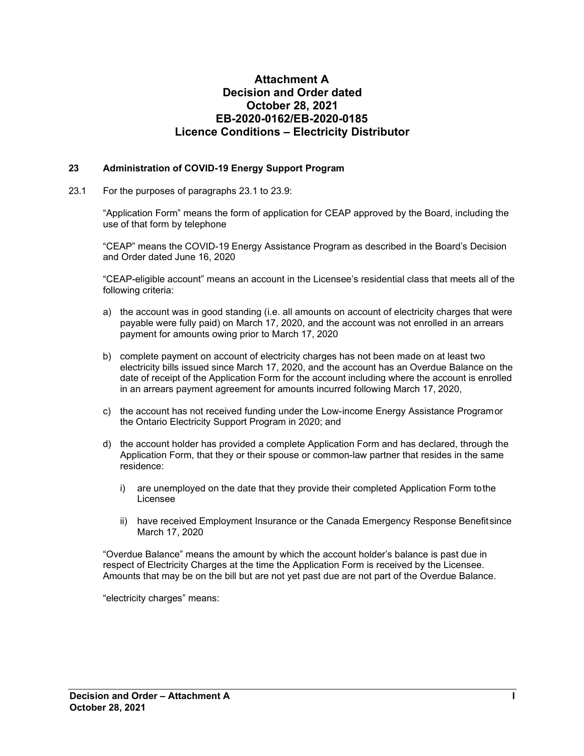# Attachment A
# Decision and Order dated
# October 28, 2021
# EB-2020-0162/EB-2020-0185
# Licence Conditions – Electricity Distributor

**23 Administration of COVID-19 Energy Support Program**

23.1 For the purposes of paragraphs 23.1 to 23.9:

"Application Form" means the form of application for CEAP approved by the Board, including the use of that form by telephone

"CEAP" means the COVID-19 Energy Assistance Program as described in the Board's Decision and Order dated June 16, 2020

"CEAP-eligible account" means an account in the Licensee's residential class that meets all of the following criteria:

a) the account was in good standing (i.e. all amounts on account of electricity charges that were payable were fully paid) on March 17, 2020, and the account was not enrolled in an arrears payment for amounts owing prior to March 17, 2020

b) complete payment on account of electricity charges has not been made on at least two electricity bills issued since March 17, 2020, and the account has an Overdue Balance on the date of receipt of the Application Form for the account including where the account is enrolled in an arrears payment agreement for amounts incurred following March 17, 2020,

c) the account has not received funding under the Low-income Energy Assistance Program or the Ontario Electricity Support Program in 2020; and

d) the account holder has provided a complete Application Form and has declared, through the Application Form, that they or their spouse or common-law partner that resides in the same residence:

   i) are unemployed on the date that they provide their completed Application Form to the Licensee

   ii) have received Employment Insurance or the Canada Emergency Response Benefit since March 17, 2020

"Overdue Balance" means the amount by which the account holder's balance is past due in respect of Electricity Charges at the time the Application Form is received by the Licensee. Amounts that may be on the bill but are not yet past due are not part of the Overdue Balance.

"electricity charges" means: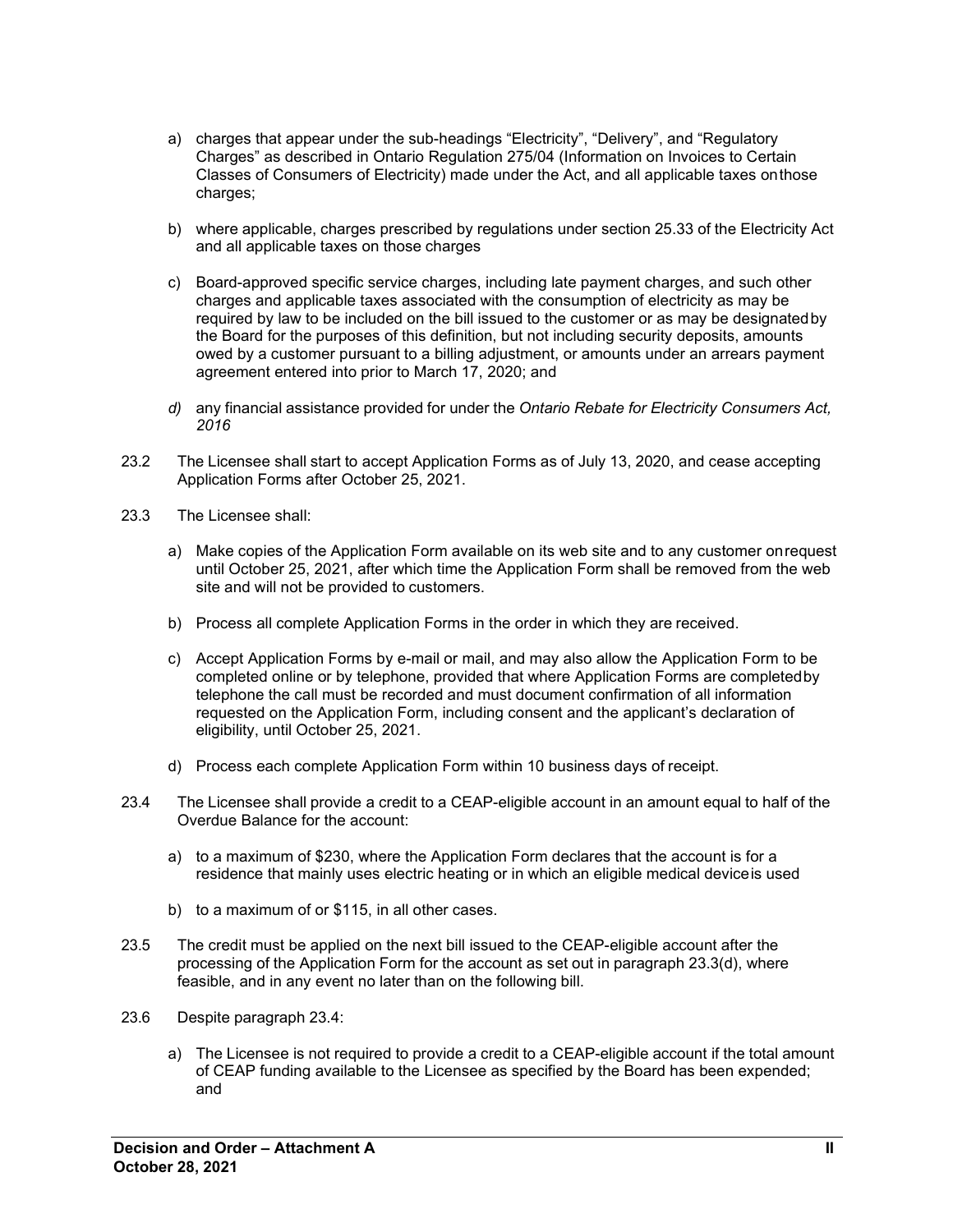a) charges that appear under the sub-headings "Electricity", "Delivery", and "Regulatory Charges" as described in Ontario Regulation 275/04 (Information on Invoices to Certain Classes of Consumers of Electricity) made under the Act, and all applicable taxes on those charges;

b) where applicable, charges prescribed by regulations under section 25.33 of the Electricity Act and all applicable taxes on those charges

c) Board-approved specific service charges, including late payment charges, and such other charges and applicable taxes associated with the consumption of electricity as may be required by law to be included on the bill issued to the customer or as may be designated by the Board for the purposes of this definition, but not including security deposits, amounts owed by a customer pursuant to a billing adjustment, or amounts under an arrears payment agreement entered into prior to March 17, 2020; and

*d)* any financial assistance provided for under the *Ontario Rebate for Electricity Consumers Act, 2016*

23.2 The Licensee shall start to accept Application Forms as of July 13, 2020, and cease accepting Application Forms after October 25, 2021.

23.3 The Licensee shall:

a) Make copies of the Application Form available on its web site and to any customer on request until October 25, 2021, after which time the Application Form shall be removed from the web site and will not be provided to customers.

b) Process all complete Application Forms in the order in which they are received.

c) Accept Application Forms by e-mail or mail, and may also allow the Application Form to be completed online or by telephone, provided that where Application Forms are completed by telephone the call must be recorded and must document confirmation of all information requested on the Application Form, including consent and the applicant's declaration of eligibility, until October 25, 2021.

d) Process each complete Application Form within 10 business days of receipt.

23.4 The Licensee shall provide a credit to a CEAP-eligible account in an amount equal to half of the Overdue Balance for the account:

a) to a maximum of $230, where the Application Form declares that the account is for a residence that mainly uses electric heating or in which an eligible medical device is used

b) to a maximum of or $115, in all other cases.

23.5 The credit must be applied on the next bill issued to the CEAP-eligible account after the processing of the Application Form for the account as set out in paragraph 23.3(d), where feasible, and in any event no later than on the following bill.

23.6 Despite paragraph 23.4:

a) The Licensee is not required to provide a credit to a CEAP-eligible account if the total amount of CEAP funding available to the Licensee as specified by the Board has been expended; and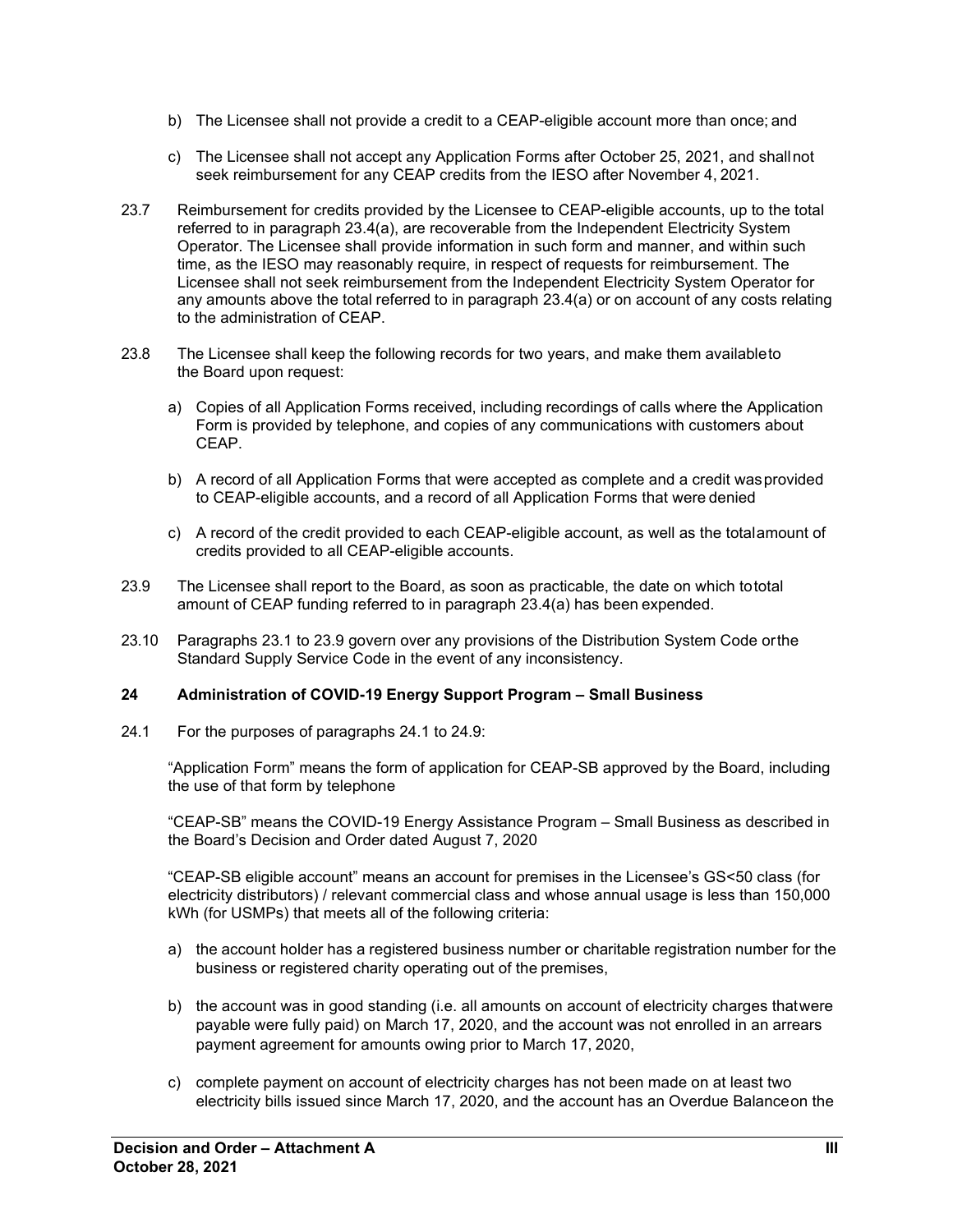b) The Licensee shall not provide a credit to a CEAP-eligible account more than once; and

c) The Licensee shall not accept any Application Forms after October 25, 2021, and shall not seek reimbursement for any CEAP credits from the IESO after November 4, 2021.

23.7 Reimbursement for credits provided by the Licensee to CEAP-eligible accounts, up to the total referred to in paragraph 23.4(a), are recoverable from the Independent Electricity System Operator. The Licensee shall provide information in such form and manner, and within such time, as the IESO may reasonably require, in respect of requests for reimbursement. The Licensee shall not seek reimbursement from the Independent Electricity System Operator for any amounts above the total referred to in paragraph 23.4(a) or on account of any costs relating to the administration of CEAP.

23.8 The Licensee shall keep the following records for two years, and make them available to the Board upon request:

a) Copies of all Application Forms received, including recordings of calls where the Application Form is provided by telephone, and copies of any communications with customers about CEAP.

b) A record of all Application Forms that were accepted as complete and a credit was provided to CEAP-eligible accounts, and a record of all Application Forms that were denied

c) A record of the credit provided to each CEAP-eligible account, as well as the total amount of credits provided to all CEAP-eligible accounts.

23.9 The Licensee shall report to the Board, as soon as practicable, the date on which to total amount of CEAP funding referred to in paragraph 23.4(a) has been expended.

23.10 Paragraphs 23.1 to 23.9 govern over any provisions of the Distribution System Code or the Standard Supply Service Code in the event of any inconsistency.

## 24 Administration of COVID-19 Energy Support Program – Small Business

24.1 For the purposes of paragraphs 24.1 to 24.9:

"Application Form" means the form of application for CEAP-SB approved by the Board, including the use of that form by telephone

"CEAP-SB" means the COVID-19 Energy Assistance Program – Small Business as described in the Board's Decision and Order dated August 7, 2020

"CEAP-SB eligible account" means an account for premises in the Licensee's GS<50 class (for electricity distributors) / relevant commercial class and whose annual usage is less than 150,000 kWh (for USMPs) that meets all of the following criteria:

a) the account holder has a registered business number or charitable registration number for the business or registered charity operating out of the premises,

b) the account was in good standing (i.e. all amounts on account of electricity charges that were payable were fully paid) on March 17, 2020, and the account was not enrolled in an arrears payment agreement for amounts owing prior to March 17, 2020,

c) complete payment on account of electricity charges has not been made on at least two electricity bills issued since March 17, 2020, and the account has an Overdue Balance on the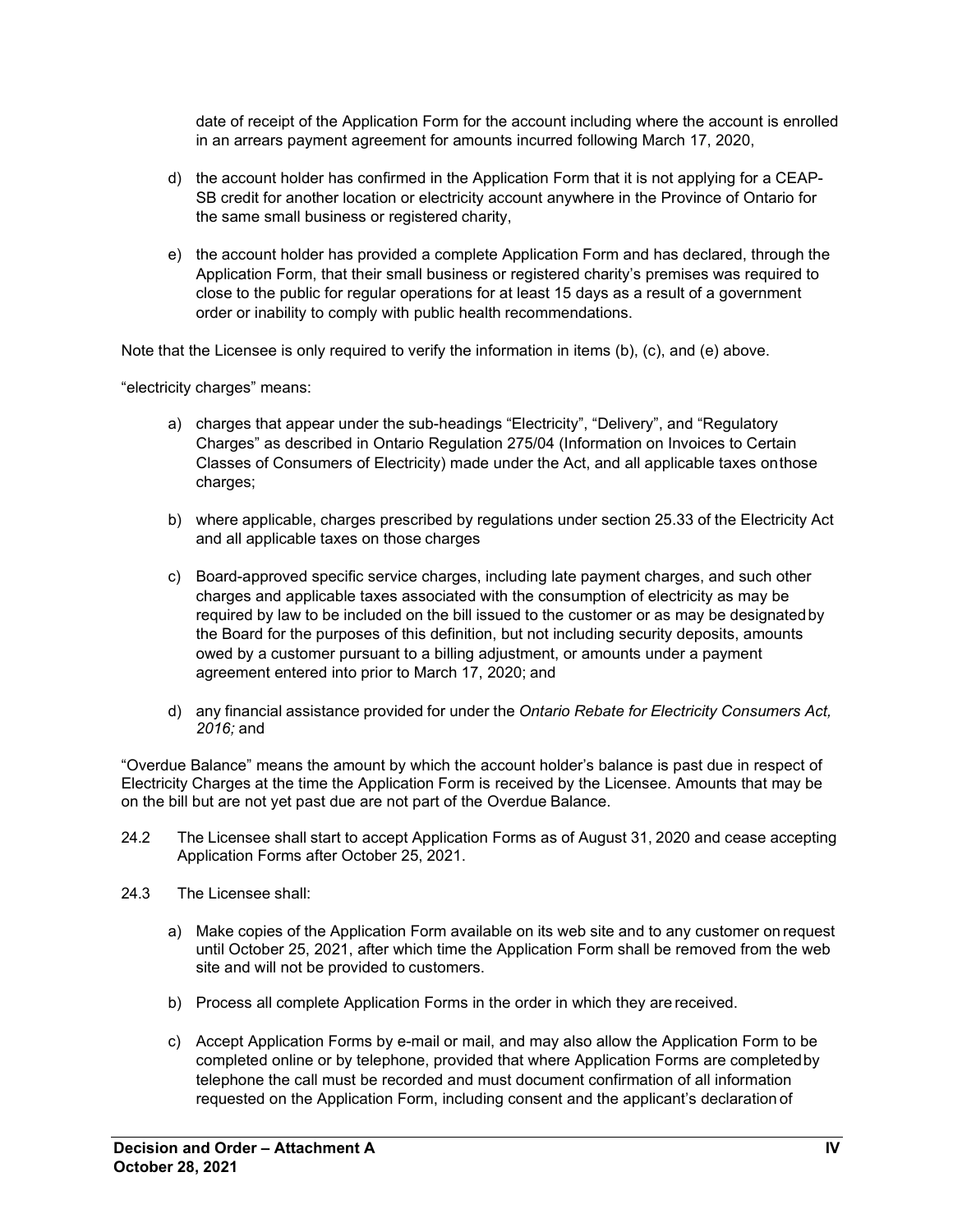date of receipt of the Application Form for the account including where the account is enrolled in an arrears payment agreement for amounts incurred following March 17, 2020,

d) the account holder has confirmed in the Application Form that it is not applying for a CEAP-SB credit for another location or electricity account anywhere in the Province of Ontario for the same small business or registered charity,

e) the account holder has provided a complete Application Form and has declared, through the Application Form, that their small business or registered charity's premises was required to close to the public for regular operations for at least 15 days as a result of a government order or inability to comply with public health recommendations.

Note that the Licensee is only required to verify the information in items (b), (c), and (e) above.

"electricity charges" means:

a) charges that appear under the sub-headings "Electricity", "Delivery", and "Regulatory Charges" as described in Ontario Regulation 275/04 (Information on Invoices to Certain Classes of Consumers of Electricity) made under the Act, and all applicable taxes on those charges;

b) where applicable, charges prescribed by regulations under section 25.33 of the Electricity Act and all applicable taxes on those charges

c) Board-approved specific service charges, including late payment charges, and such other charges and applicable taxes associated with the consumption of electricity as may be required by law to be included on the bill issued to the customer or as may be designated by the Board for the purposes of this definition, but not including security deposits, amounts owed by a customer pursuant to a billing adjustment, or amounts under a payment agreement entered into prior to March 17, 2020; and

d) any financial assistance provided for under the *Ontario Rebate for Electricity Consumers Act, 2016;* and

"Overdue Balance" means the amount by which the account holder's balance is past due in respect of Electricity Charges at the time the Application Form is received by the Licensee. Amounts that may be on the bill but are not yet past due are not part of the Overdue Balance.

24.2 The Licensee shall start to accept Application Forms as of August 31, 2020 and cease accepting Application Forms after October 25, 2021.

24.3 The Licensee shall:

a) Make copies of the Application Form available on its web site and to any customer on request until October 25, 2021, after which time the Application Form shall be removed from the web site and will not be provided to customers.

b) Process all complete Application Forms in the order in which they are received.

c) Accept Application Forms by e-mail or mail, and may also allow the Application Form to be completed online or by telephone, provided that where Application Forms are completed by telephone the call must be recorded and must document confirmation of all information requested on the Application Form, including consent and the applicant's declaration of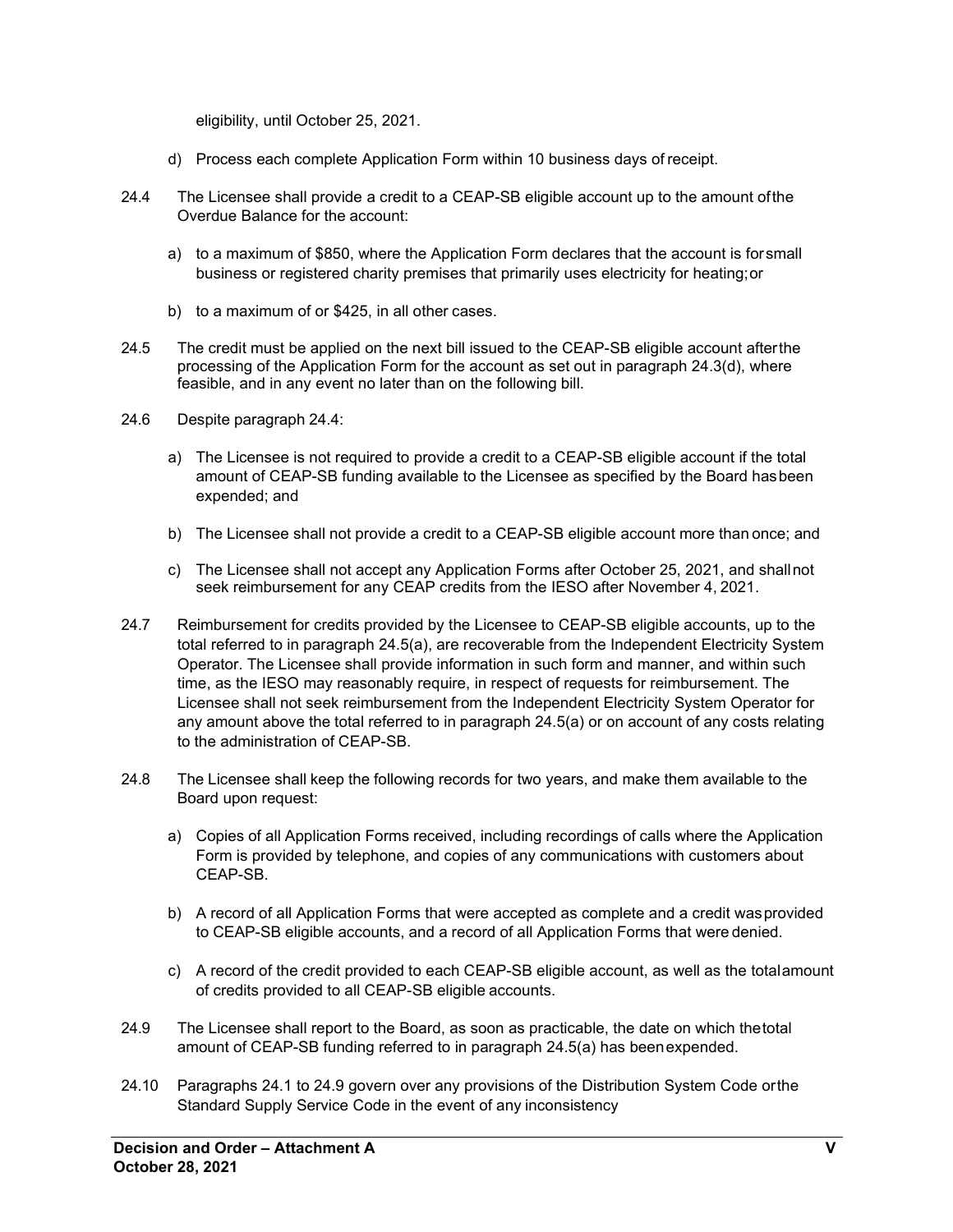eligibility, until October 25, 2021.

d) Process each complete Application Form within 10 business days of receipt.

24.4 The Licensee shall provide a credit to a CEAP-SB eligible account up to the amount of the Overdue Balance for the account:

a) to a maximum of $850, where the Application Form declares that the account is for small business or registered charity premises that primarily uses electricity for heating; or

b) to a maximum of or $425, in all other cases.

24.5 The credit must be applied on the next bill issued to the CEAP-SB eligible account after the processing of the Application Form for the account as set out in paragraph 24.3(d), where feasible, and in any event no later than on the following bill.

24.6 Despite paragraph 24.4:

a) The Licensee is not required to provide a credit to a CEAP-SB eligible account if the total amount of CEAP-SB funding available to the Licensee as specified by the Board has been expended; and

b) The Licensee shall not provide a credit to a CEAP-SB eligible account more than once; and

c) The Licensee shall not accept any Application Forms after October 25, 2021, and shall not seek reimbursement for any CEAP credits from the IESO after November 4, 2021.

24.7 Reimbursement for credits provided by the Licensee to CEAP-SB eligible accounts, up to the total referred to in paragraph 24.5(a), are recoverable from the Independent Electricity System Operator. The Licensee shall provide information in such form and manner, and within such time, as the IESO may reasonably require, in respect of requests for reimbursement. The Licensee shall not seek reimbursement from the Independent Electricity System Operator for any amount above the total referred to in paragraph 24.5(a) or on account of any costs relating to the administration of CEAP-SB.

24.8 The Licensee shall keep the following records for two years, and make them available to the Board upon request:

a) Copies of all Application Forms received, including recordings of calls where the Application Form is provided by telephone, and copies of any communications with customers about CEAP-SB.

b) A record of all Application Forms that were accepted as complete and a credit was provided to CEAP-SB eligible accounts, and a record of all Application Forms that were denied.

c) A record of the credit provided to each CEAP-SB eligible account, as well as the total amount of credits provided to all CEAP-SB eligible accounts.

24.9 The Licensee shall report to the Board, as soon as practicable, the date on which the total amount of CEAP-SB funding referred to in paragraph 24.5(a) has been expended.

24.10 Paragraphs 24.1 to 24.9 govern over any provisions of the Distribution System Code or the Standard Supply Service Code in the event of any inconsistency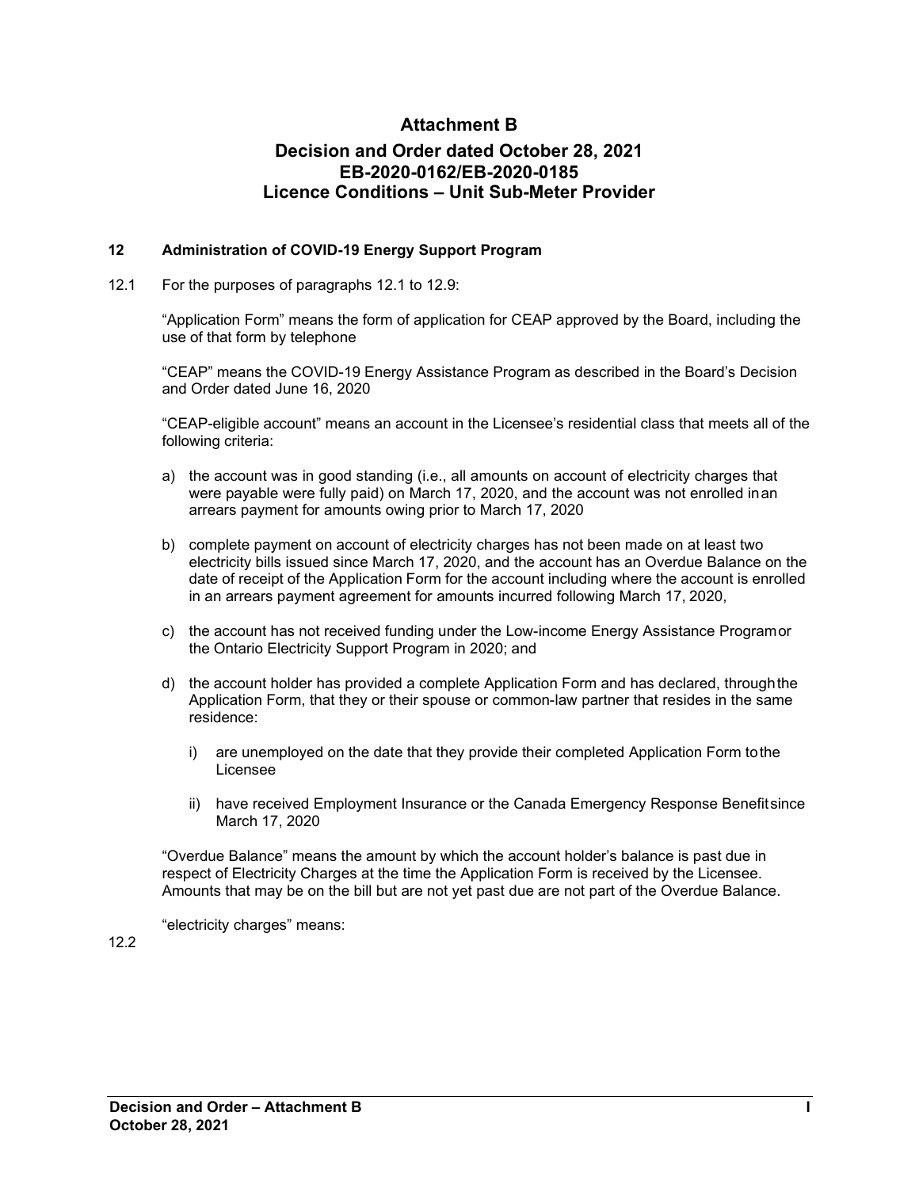# Attachment B

## Decision and Order dated October 28, 2021
## EB-2020-0162/EB-2020-0185
## Licence Conditions – Unit Sub-Meter Provider

**12 Administration of COVID-19 Energy Support Program**

12.1 For the purposes of paragraphs 12.1 to 12.9:

"Application Form" means the form of application for CEAP approved by the Board, including the use of that form by telephone

"CEAP" means the COVID-19 Energy Assistance Program as described in the Board's Decision and Order dated June 16, 2020

"CEAP-eligible account" means an account in the Licensee's residential class that meets all of the following criteria:

a) the account was in good standing (i.e., all amounts on account of electricity charges that were payable were fully paid) on March 17, 2020, and the account was not enrolled in an arrears payment for amounts owing prior to March 17, 2020

b) complete payment on account of electricity charges has not been made on at least two electricity bills issued since March 17, 2020, and the account has an Overdue Balance on the date of receipt of the Application Form for the account including where the account is enrolled in an arrears payment agreement for amounts incurred following March 17, 2020,

c) the account has not received funding under the Low-income Energy Assistance Program or the Ontario Electricity Support Program in 2020; and

d) the account holder has provided a complete Application Form and has declared, through the Application Form, that they or their spouse or common-law partner that resides in the same residence:

   i) are unemployed on the date that they provide their completed Application Form to the Licensee

   ii) have received Employment Insurance or the Canada Emergency Response Benefit since March 17, 2020

"Overdue Balance" means the amount by which the account holder's balance is past due in respect of Electricity Charges at the time the Application Form is received by the Licensee. Amounts that may be on the bill but are not yet past due are not part of the Overdue Balance.

"electricity charges" means:

12.2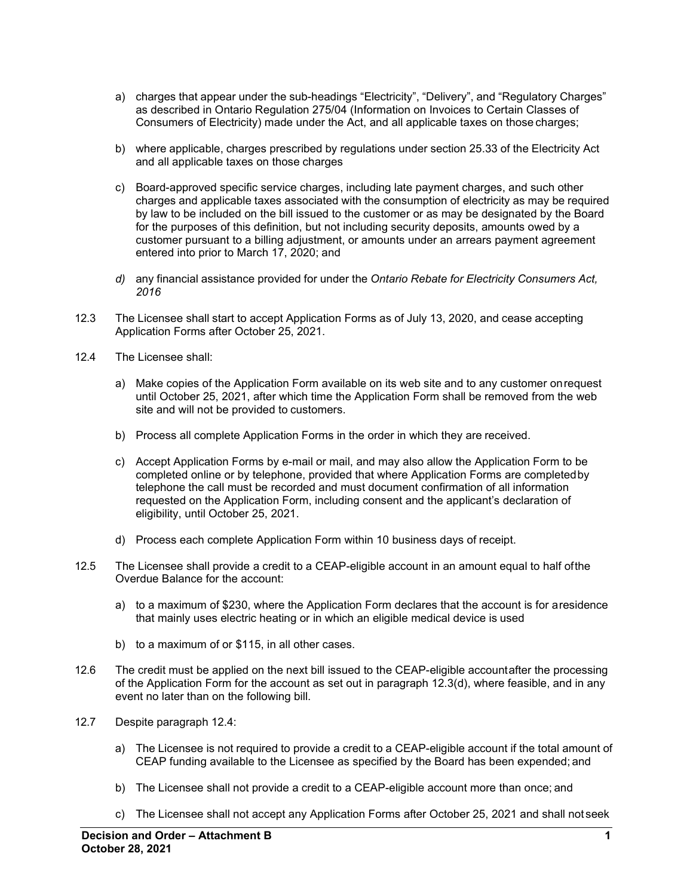a) charges that appear under the sub-headings "Electricity", "Delivery", and "Regulatory Charges" as described in Ontario Regulation 275/04 (Information on Invoices to Certain Classes of Consumers of Electricity) made under the Act, and all applicable taxes on those charges;

b) where applicable, charges prescribed by regulations under section 25.33 of the Electricity Act and all applicable taxes on those charges

c) Board-approved specific service charges, including late payment charges, and such other charges and applicable taxes associated with the consumption of electricity as may be required by law to be included on the bill issued to the customer or as may be designated by the Board for the purposes of this definition, but not including security deposits, amounts owed by a customer pursuant to a billing adjustment, or amounts under an arrears payment agreement entered into prior to March 17, 2020; and

*d) any financial assistance provided for under the Ontario Rebate for Electricity Consumers Act, 2016*

12.3 The Licensee shall start to accept Application Forms as of July 13, 2020, and cease accepting Application Forms after October 25, 2021.

12.4 The Licensee shall:

a) Make copies of the Application Form available on its web site and to any customer on request until October 25, 2021, after which time the Application Form shall be removed from the web site and will not be provided to customers.

b) Process all complete Application Forms in the order in which they are received.

c) Accept Application Forms by e-mail or mail, and may also allow the Application Form to be completed online or by telephone, provided that where Application Forms are completed by telephone the call must be recorded and must document confirmation of all information requested on the Application Form, including consent and the applicant's declaration of eligibility, until October 25, 2021.

d) Process each complete Application Form within 10 business days of receipt.

12.5 The Licensee shall provide a credit to a CEAP-eligible account in an amount equal to half of the Overdue Balance for the account:

a) to a maximum of $230, where the Application Form declares that the account is for a residence that mainly uses electric heating or in which an eligible medical device is used

b) to a maximum of or $115, in all other cases.

12.6 The credit must be applied on the next bill issued to the CEAP-eligible account after the processing of the Application Form for the account as set out in paragraph 12.3(d), where feasible, and in any event no later than on the following bill.

12.7 Despite paragraph 12.4:

a) The Licensee is not required to provide a credit to a CEAP-eligible account if the total amount of CEAP funding available to the Licensee as specified by the Board has been expended; and

b) The Licensee shall not provide a credit to a CEAP-eligible account more than once; and

c) The Licensee shall not accept any Application Forms after October 25, 2021 and shall not seek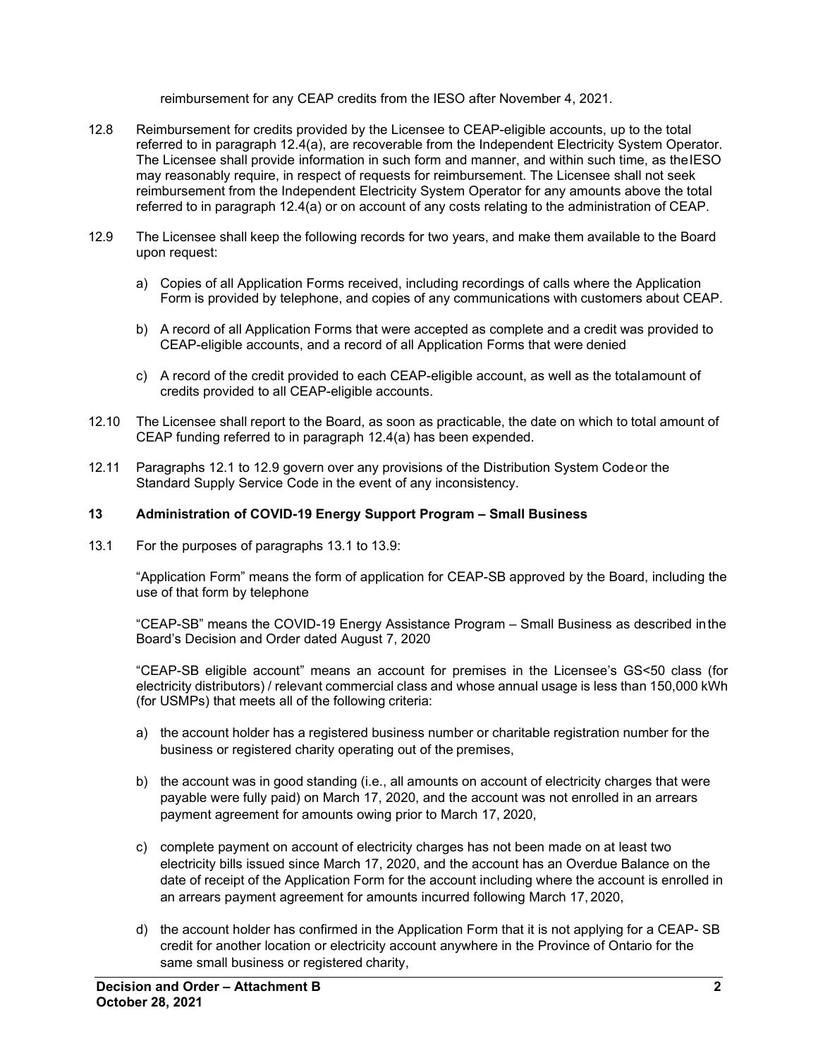reimbursement for any CEAP credits from the IESO after November 4, 2021.

12.8 Reimbursement for credits provided by the Licensee to CEAP-eligible accounts, up to the total referred to in paragraph 12.4(a), are recoverable from the Independent Electricity System Operator. The Licensee shall provide information in such form and manner, and within such time, as the IESO may reasonably require, in respect of requests for reimbursement. The Licensee shall not seek reimbursement from the Independent Electricity System Operator for any amounts above the total referred to in paragraph 12.4(a) or on account of any costs relating to the administration of CEAP.

12.9 The Licensee shall keep the following records for two years, and make them available to the Board upon request:

a) Copies of all Application Forms received, including recordings of calls where the Application Form is provided by telephone, and copies of any communications with customers about CEAP.

b) A record of all Application Forms that were accepted as complete and a credit was provided to CEAP-eligible accounts, and a record of all Application Forms that were denied

c) A record of the credit provided to each CEAP-eligible account, as well as the total amount of credits provided to all CEAP-eligible accounts.

12.10 The Licensee shall report to the Board, as soon as practicable, the date on which to total amount of CEAP funding referred to in paragraph 12.4(a) has been expended.

12.11 Paragraphs 12.1 to 12.9 govern over any provisions of the Distribution System Code or the Standard Supply Service Code in the event of any inconsistency.

**13 Administration of COVID-19 Energy Support Program – Small Business**

13.1 For the purposes of paragraphs 13.1 to 13.9:

"Application Form" means the form of application for CEAP-SB approved by the Board, including the use of that form by telephone

"CEAP-SB" means the COVID-19 Energy Assistance Program – Small Business as described in the Board's Decision and Order dated August 7, 2020

"CEAP-SB eligible account" means an account for premises in the Licensee's GS<50 class (for electricity distributors) / relevant commercial class and whose annual usage is less than 150,000 kWh (for USMPs) that meets all of the following criteria:

a) the account holder has a registered business number or charitable registration number for the business or registered charity operating out of the premises,

b) the account was in good standing (i.e., all amounts on account of electricity charges that were payable were fully paid) on March 17, 2020, and the account was not enrolled in an arrears payment agreement for amounts owing prior to March 17, 2020,

c) complete payment on account of electricity charges has not been made on at least two electricity bills issued since March 17, 2020, and the account has an Overdue Balance on the date of receipt of the Application Form for the account including where the account is enrolled in an arrears payment agreement for amounts incurred following March 17, 2020,

d) the account holder has confirmed in the Application Form that it is not applying for a CEAP- SB credit for another location or electricity account anywhere in the Province of Ontario for the same small business or registered charity,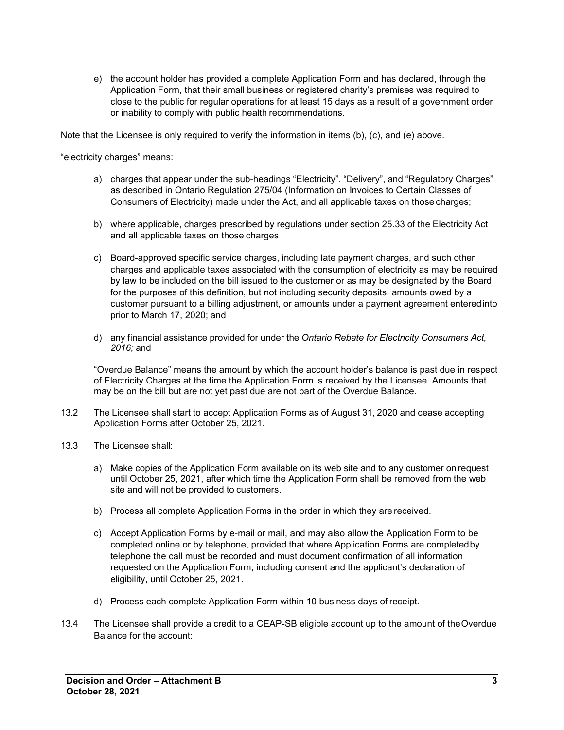e) the account holder has provided a complete Application Form and has declared, through the Application Form, that their small business or registered charity's premises was required to close to the public for regular operations for at least 15 days as a result of a government order or inability to comply with public health recommendations.

Note that the Licensee is only required to verify the information in items (b), (c), and (e) above.

"electricity charges" means:

a) charges that appear under the sub-headings "Electricity", "Delivery", and "Regulatory Charges" as described in Ontario Regulation 275/04 (Information on Invoices to Certain Classes of Consumers of Electricity) made under the Act, and all applicable taxes on those charges;

b) where applicable, charges prescribed by regulations under section 25.33 of the Electricity Act and all applicable taxes on those charges

c) Board-approved specific service charges, including late payment charges, and such other charges and applicable taxes associated with the consumption of electricity as may be required by law to be included on the bill issued to the customer or as may be designated by the Board for the purposes of this definition, but not including security deposits, amounts owed by a customer pursuant to a billing adjustment, or amounts under a payment agreement entered into prior to March 17, 2020; and

d) any financial assistance provided for under the *Ontario Rebate for Electricity Consumers Act, 2016;* and

"Overdue Balance" means the amount by which the account holder's balance is past due in respect of Electricity Charges at the time the Application Form is received by the Licensee. Amounts that may be on the bill but are not yet past due are not part of the Overdue Balance.

13.2 The Licensee shall start to accept Application Forms as of August 31, 2020 and cease accepting Application Forms after October 25, 2021.

13.3 The Licensee shall:

a) Make copies of the Application Form available on its web site and to any customer on request until October 25, 2021, after which time the Application Form shall be removed from the web site and will not be provided to customers.

b) Process all complete Application Forms in the order in which they are received.

c) Accept Application Forms by e-mail or mail, and may also allow the Application Form to be completed online or by telephone, provided that where Application Forms are completed by telephone the call must be recorded and must document confirmation of all information requested on the Application Form, including consent and the applicant's declaration of eligibility, until October 25, 2021.

d) Process each complete Application Form within 10 business days of receipt.

13.4 The Licensee shall provide a credit to a CEAP-SB eligible account up to the amount of the Overdue Balance for the account: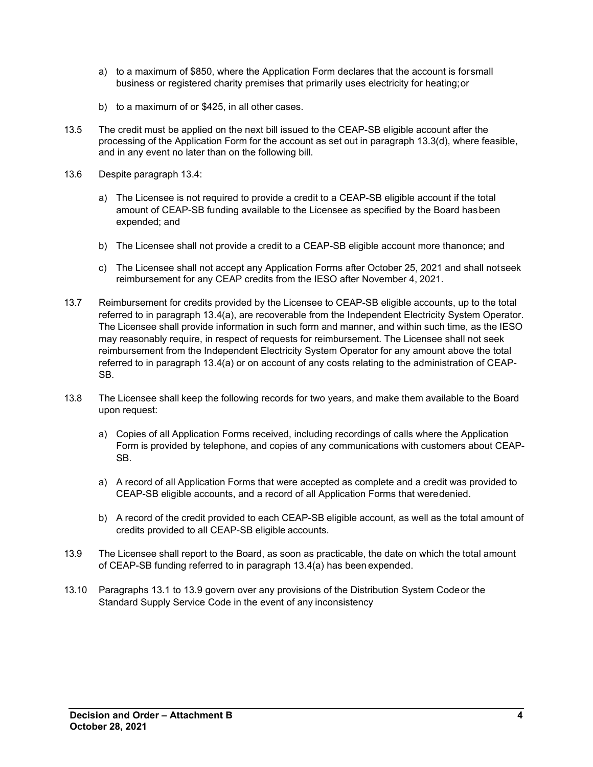a) to a maximum of $850, where the Application Form declares that the account is for small business or registered charity premises that primarily uses electricity for heating; or

b) to a maximum of or $425, in all other cases.

13.5 The credit must be applied on the next bill issued to the CEAP-SB eligible account after the processing of the Application Form for the account as set out in paragraph 13.3(d), where feasible, and in any event no later than on the following bill.

13.6 Despite paragraph 13.4:

a) The Licensee is not required to provide a credit to a CEAP-SB eligible account if the total amount of CEAP-SB funding available to the Licensee as specified by the Board has been expended; and

b) The Licensee shall not provide a credit to a CEAP-SB eligible account more than once; and

c) The Licensee shall not accept any Application Forms after October 25, 2021 and shall not seek reimbursement for any CEAP credits from the IESO after November 4, 2021.

13.7 Reimbursement for credits provided by the Licensee to CEAP-SB eligible accounts, up to the total referred to in paragraph 13.4(a), are recoverable from the Independent Electricity System Operator. The Licensee shall provide information in such form and manner, and within such time, as the IESO may reasonably require, in respect of requests for reimbursement. The Licensee shall not seek reimbursement from the Independent Electricity System Operator for any amount above the total referred to in paragraph 13.4(a) or on account of any costs relating to the administration of CEAP-SB.

13.8 The Licensee shall keep the following records for two years, and make them available to the Board upon request:

a) Copies of all Application Forms received, including recordings of calls where the Application Form is provided by telephone, and copies of any communications with customers about CEAP-SB.

a) A record of all Application Forms that were accepted as complete and a credit was provided to CEAP-SB eligible accounts, and a record of all Application Forms that were denied.

b) A record of the credit provided to each CEAP-SB eligible account, as well as the total amount of credits provided to all CEAP-SB eligible accounts.

13.9 The Licensee shall report to the Board, as soon as practicable, the date on which the total amount of CEAP-SB funding referred to in paragraph 13.4(a) has been expended.

13.10 Paragraphs 13.1 to 13.9 govern over any provisions of the Distribution System Code or the Standard Supply Service Code in the event of any inconsistency